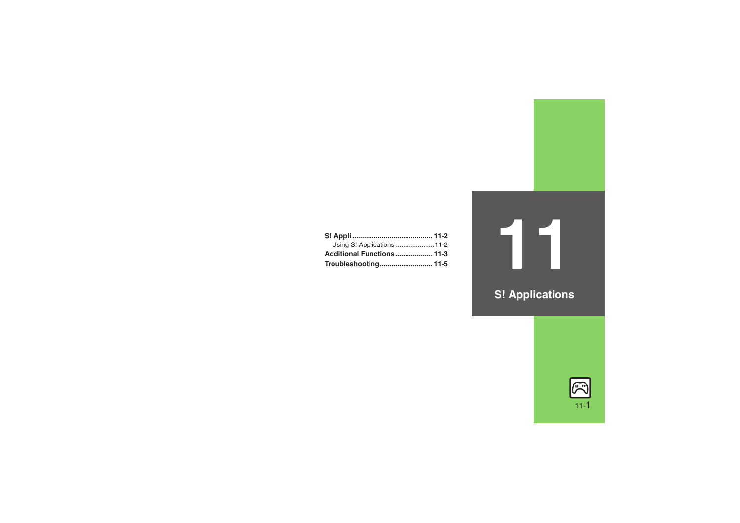# 11

## S! Applications

**S! Appli** ........................................ **11-2**

Using S! Applications ....................11-2

**Additional Functions** .................. **11-3**

**Troubleshooting** .......................... **11-5**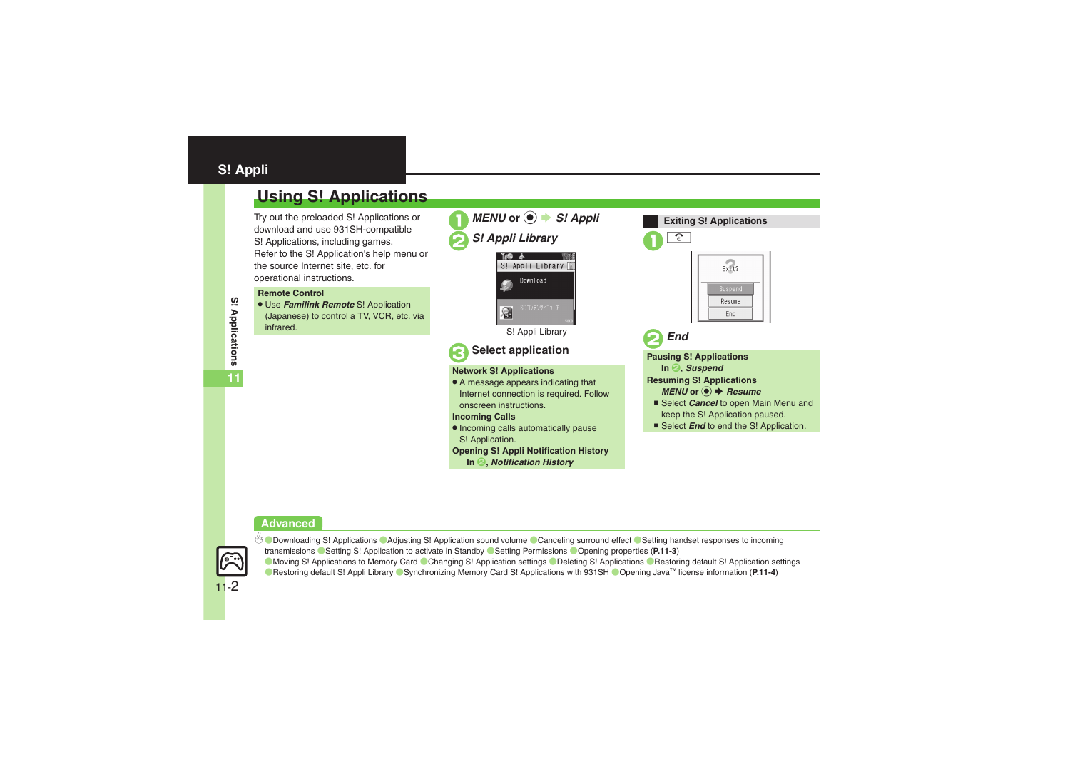# Using S! Applications

Try out the preloaded S! Applications or download and use 931SH-compatible S! Applications, including games.
Refer to the S! Application's help menu or the source Internet site, etc. for operational instructions.

**Remote Control**

- Use ***Familink Remote*** S! Application (Japanese) to control a TV, VCR, etc. via infrared.

1. ***MENU*** **or** ● ➡ ***S! Appli***
2. ***S! Appli Library***

S! Appli Library

3. **Select application**

**Network S! Applications**

- A message appears indicating that Internet connection is required. Follow onscreen instructions.

**Incoming Calls**

- Incoming calls automatically pause S! Application.

**Opening S! Appli Notification History**

**In** 2, ***Notification History***

### Exiting S! Applications

1. [End key]
2. ***End***

**Pausing S! Applications**

**In** 2, ***Suspend***

**Resuming S! Applications**

***MENU*** **or** ● ➡ ***Resume***

- Select ***Cancel*** to open Main Menu and keep the S! Application paused.
- Select ***End*** to end the S! Application.

## Advanced

Downloading S! Applications ● Adjusting S! Application sound volume ● Canceling surround effect ● Setting handset responses to incoming transmissions ● Setting S! Application to activate in Standby ● Setting Permissions ● Opening properties (**P.11-3**)
● Moving S! Applications to Memory Card ● Changing S! Application settings ● Deleting S! Applications ● Restoring default S! Application settings
● Restoring default S! Appli Library ● Synchronizing Memory Card S! Applications with 931SH ● Opening Java™ license information (**P.11-4**)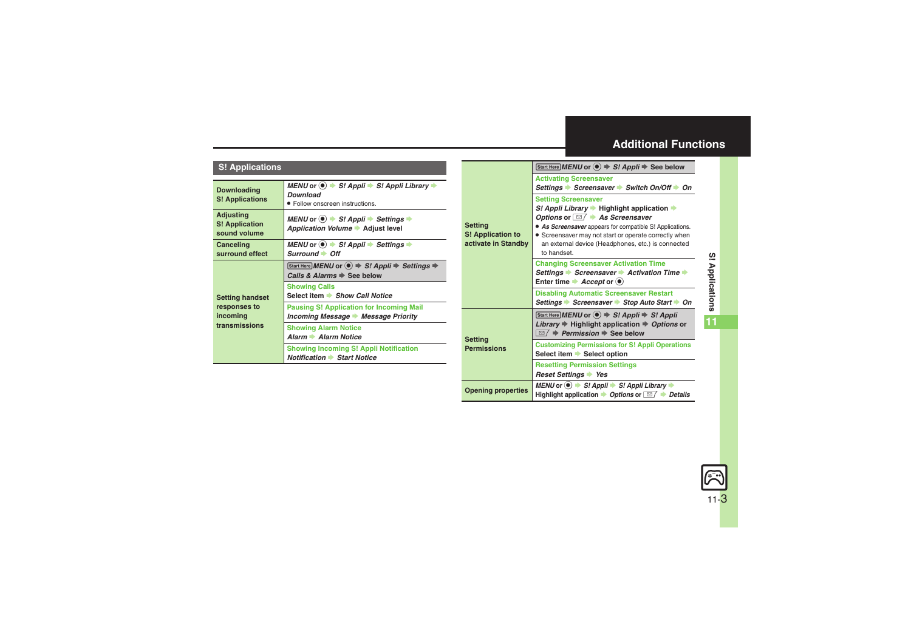## Additional Functions

### S! Applications

| | |
|---|---|
| Downloading S! Applications | *MENU* or ● ➡ *S! Appli* ➡ *S! Appli Library* ➡ *Download*<br>• Follow onscreen instructions. |
| Adjusting S! Application sound volume | *MENU* or ● ➡ *S! Appli* ➡ *Settings* ➡ *Application Volume* ➡ Adjust level |
| Canceling surround effect | *MENU* or ● ➡ *S! Appli* ➡ *Settings* ➡ *Surround* ➡ *Off* |
| Setting handset responses to incoming transmissions | Start Here *MENU* or ● ➡ *S! Appli* ➡ *Settings* ➡ *Calls & Alarms* ➡ See below<br>**Showing Calls**<br>Select item ➡ *Show Call Notice*<br>**Pausing S! Application for Incoming Mail**<br>*Incoming Message* ➡ *Message Priority*<br>**Showing Alarm Notice**<br>*Alarm* ➡ *Alarm Notice*<br>**Showing Incoming S! Appli Notification**<br>*Notification* ➡ *Start Notice* |
| Setting S! Application to activate in Standby | Start Here *MENU* or ● ➡ *S! Appli* ➡ See below<br>**Activating Screensaver**<br>*Settings* ➡ *Screensaver* ➡ *Switch On/Off* ➡ *On*<br>**Setting Screensaver**<br>*S! Appli Library* ➡ Highlight application ➡ *Options* or ✉ ➡ *As Screensaver*<br>• *As Screensaver* appears for compatible S! Applications.<br>• Screensaver may not start or operate correctly when an external device (Headphones, etc.) is connected to handset.<br>**Changing Screensaver Activation Time**<br>*Settings* ➡ *Screensaver* ➡ *Activation Time* ➡ Enter time ➡ *Accept* or ●<br>**Disabling Automatic Screensaver Restart**<br>*Settings* ➡ *Screensaver* ➡ *Stop Auto Start* ➡ *On* |
| Setting Permissions | Start Here *MENU* or ● ➡ *S! Appli* ➡ *S! Appli Library* ➡ Highlight application ➡ *Options* or ✉ ➡ *Permission* ➡ See below<br>**Customizing Permissions for S! Appli Operations**<br>Select item ➡ Select option<br>**Resetting Permission Settings**<br>*Reset Settings* ➡ *Yes* |
| Opening properties | *MENU* or ● ➡ *S! Appli* ➡ *S! Appli Library* ➡ Highlight application ➡ *Options* or ✉ ➡ *Details* |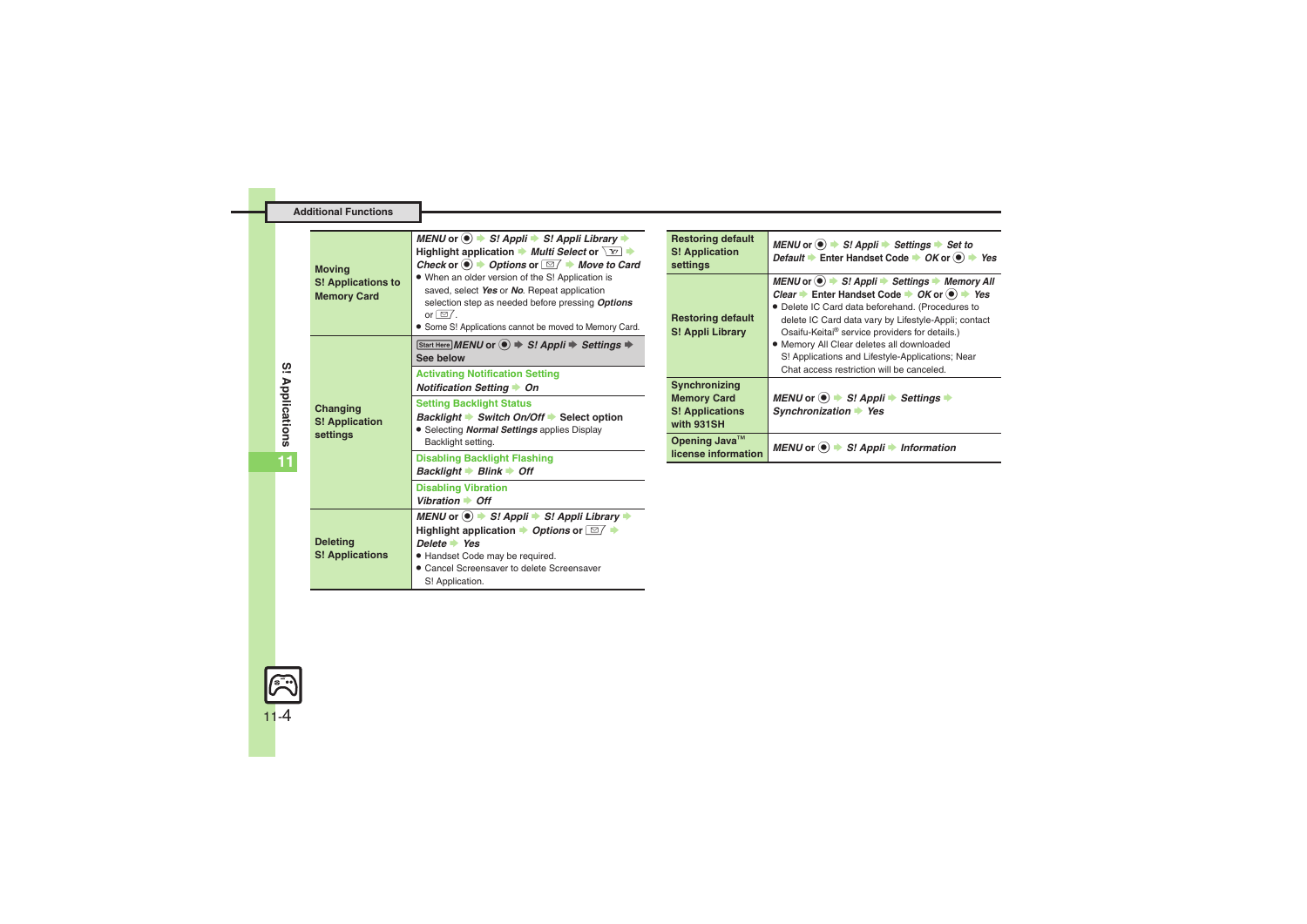## Additional Functions

| | |
|---|---|
| **Moving S! Applications to Memory Card** | *MENU* or ◉ ➡ *S! Appli* ➡ *S! Appli Library* ➡ Highlight application ➡ *Multi Select* or ➡ *Check* or ◉ ➡ *Options* or ➡ *Move to Card*<br>• When an older version of the S! Application is saved, select *Yes* or *No*. Repeat application selection step as needed before pressing *Options* or .<br>• Some S! Applications cannot be moved to Memory Card. |
| **Changing S! Application settings** | Start Here *MENU* or ◉ ➡ *S! Appli* ➡ *Settings* ➡ See below |
| | **Activating Notification Setting**<br>*Notification Setting* ➡ *On* |
| | **Setting Backlight Status**<br>*Backlight* ➡ *Switch On/Off* ➡ Select option<br>• Selecting *Normal Settings* applies Display Backlight setting. |
| | **Disabling Backlight Flashing**<br>*Backlight* ➡ *Blink* ➡ *Off* |
| | **Disabling Vibration**<br>*Vibration* ➡ *Off* |
| **Deleting S! Applications** | *MENU* or ◉ ➡ *S! Appli* ➡ *S! Appli Library* ➡ Highlight application ➡ *Options* or ➡ *Delete* ➡ *Yes*<br>• Handset Code may be required.<br>• Cancel Screensaver to delete Screensaver S! Application. |
| **Restoring default S! Application settings** | *MENU* or ◉ ➡ *S! Appli* ➡ *Settings* ➡ *Set to Default* ➡ Enter Handset Code ➡ *OK* or ◉ ➡ *Yes* |
| **Restoring default S! Appli Library** | *MENU* or ◉ ➡ *S! Appli* ➡ *Settings* ➡ *Memory All Clear* ➡ Enter Handset Code ➡ *OK* or ◉ ➡ *Yes*<br>• Delete IC Card data beforehand. (Procedures to delete IC Card data vary by Lifestyle-Appli; contact Osaifu-Keitai® service providers for details.)<br>• Memory All Clear deletes all downloaded S! Applications and Lifestyle-Applications; Near Chat access restriction will be canceled. |
| **Synchronizing Memory Card S! Applications with 931SH** | *MENU* or ◉ ➡ *S! Appli* ➡ *Settings* ➡ *Synchronization* ➡ *Yes* |
| **Opening Java™ license information** | *MENU* or ◉ ➡ *S! Appli* ➡ *Information* |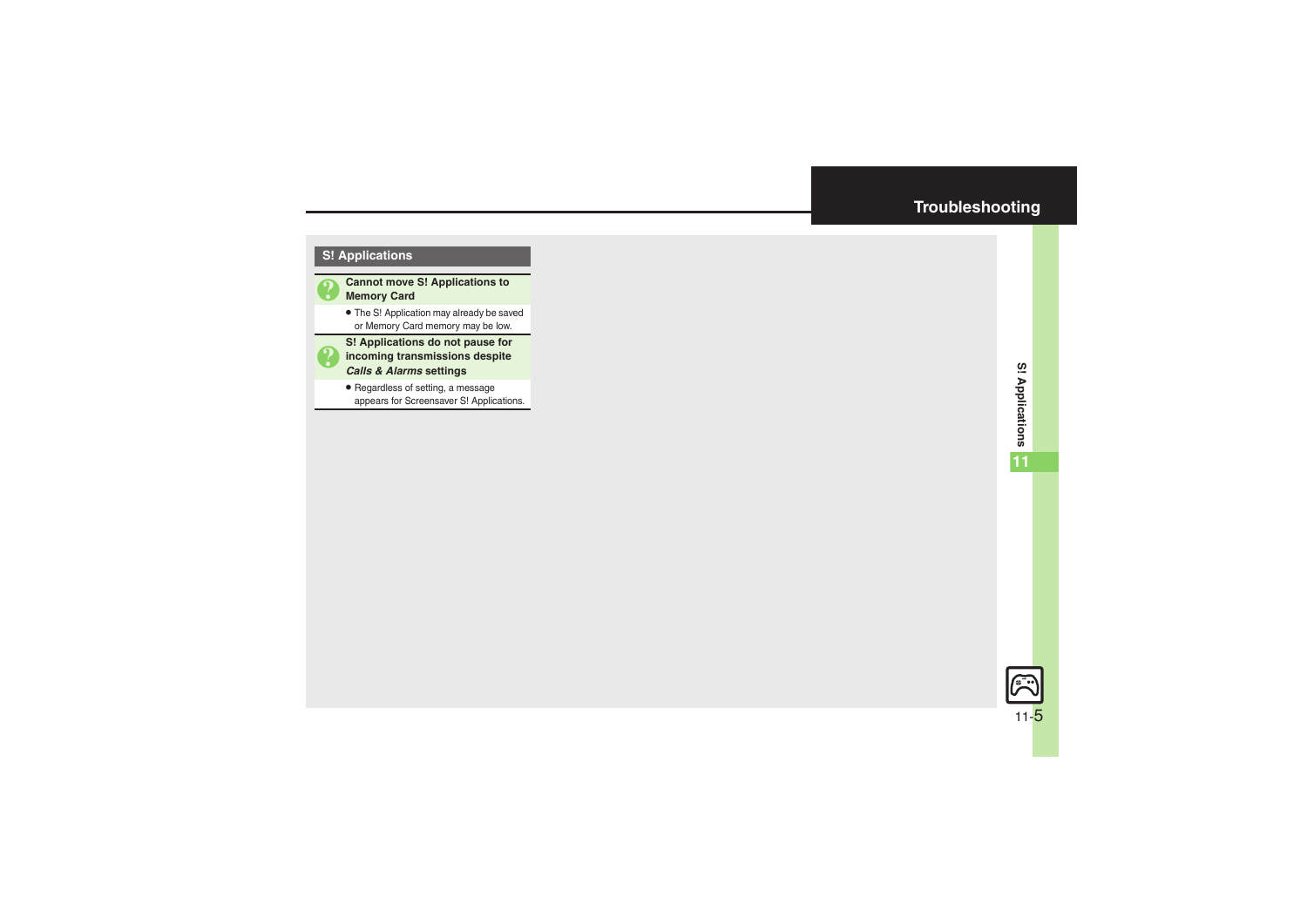# Troubleshooting

## S! Applications

**Cannot move S! Applications to Memory Card**

- The S! Application may already be saved or Memory Card memory may be low.

**S! Applications do not pause for incoming transmissions despite *Calls & Alarms* settings**

- Regardless of setting, a message appears for Screensaver S! Applications.